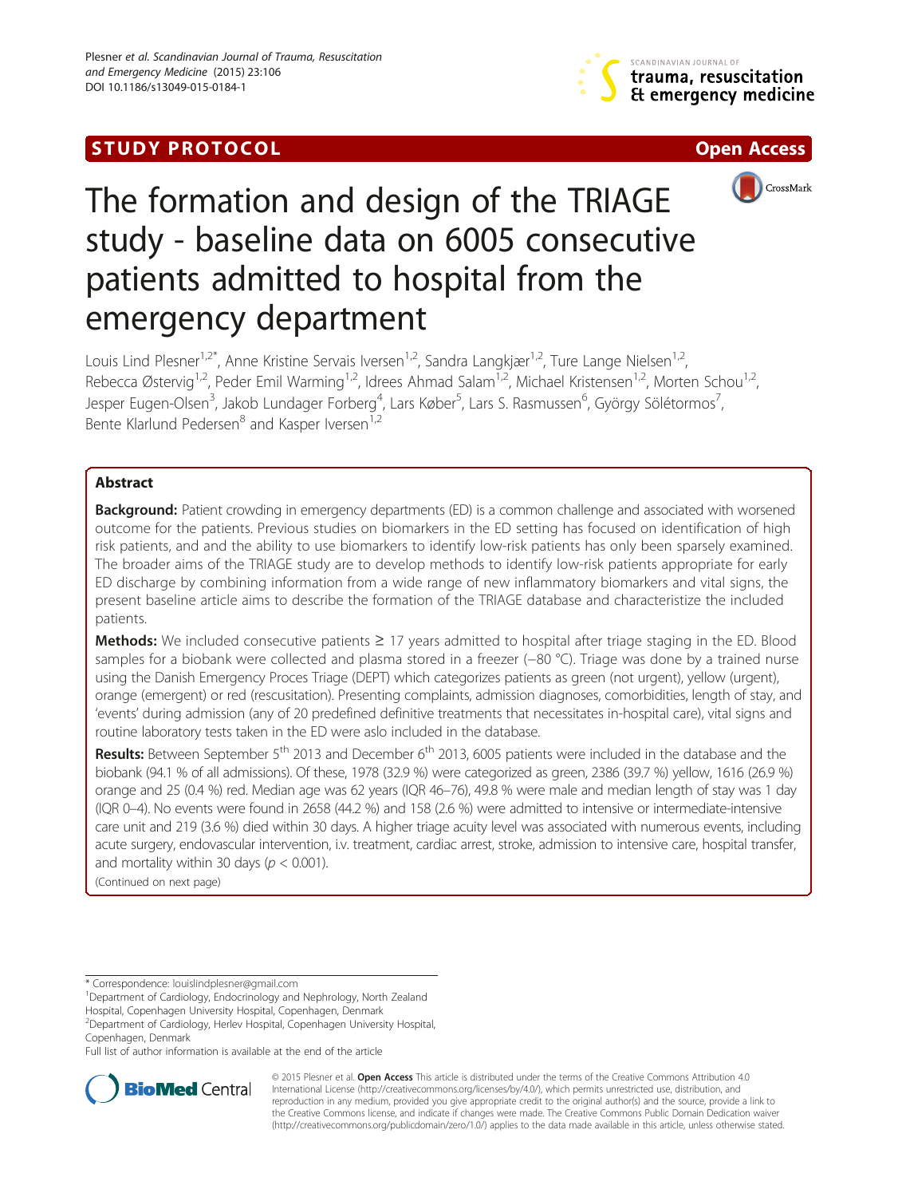STUDY PROTOCOL Open Access

# The formation and design of the TRIAGE study - baseline data on 6005 consecutive patients admitted to hospital from the emergency department

Louis Lind Plesner[1,2*], Anne Kristine Servais Iversen[1,2], Sandra Langkjær[1,2], Ture Lange Nielsen[1,2], Rebecca Østervig[1,2], Peder Emil Warming[1,2], Idrees Ahmad Salam[1,2], Michael Kristensen[1,2], Morten Schou[1,2], Jesper Eugen-Olsen[3], Jakob Lundager Forberg[4], Lars Køber[5], Lars S. Rasmussen[6], György Sölétormos[7], Bente Klarlund Pedersen[8] and Kasper Iversen[1,2]

## Abstract

**Background:** Patient crowding in emergency departments (ED) is a common challenge and associated with worsened outcome for the patients. Previous studies on biomarkers in the ED setting has focused on identification of high risk patients, and and the ability to use biomarkers to identify low-risk patients has only been sparsely examined. The broader aims of the TRIAGE study are to develop methods to identify low-risk patients appropriate for early ED discharge by combining information from a wide range of new inflammatory biomarkers and vital signs, the present baseline article aims to describe the formation of the TRIAGE database and characteristize the included patients.

**Methods:** We included consecutive patients ≥ 17 years admitted to hospital after triage staging in the ED. Blood samples for a biobank were collected and plasma stored in a freezer (−80 °C). Triage was done by a trained nurse using the Danish Emergency Proces Triage (DEPT) which categorizes patients as green (not urgent), yellow (urgent), orange (emergent) or red (rescusitation). Presenting complaints, admission diagnoses, comorbidities, length of stay, and 'events' during admission (any of 20 predefined definitive treatments that necessitates in-hospital care), vital signs and routine laboratory tests taken in the ED were aslo included in the database.

**Results:** Between September 5[th] 2013 and December 6[th] 2013, 6005 patients were included in the database and the biobank (94.1 % of all admissions). Of these, 1978 (32.9 %) were categorized as green, 2386 (39.7 %) yellow, 1616 (26.9 %) orange and 25 (0.4 %) red. Median age was 62 years (IQR 46–76), 49.8 % were male and median length of stay was 1 day (IQR 0–4). No events were found in 2658 (44.2 %) and 158 (2.6 %) were admitted to intensive or intermediate-intensive care unit and 219 (3.6 %) died within 30 days. A higher triage acuity level was associated with numerous events, including acute surgery, endovascular intervention, i.v. treatment, cardiac arrest, stroke, admission to intensive care, hospital transfer, and mortality within 30 days ($p < 0.001$).

(Continued on next page)

* Correspondence: louislindplesner@gmail.com
[1]Department of Cardiology, Endocrinology and Nephrology, North Zealand Hospital, Copenhagen University Hospital, Copenhagen, Denmark
[2]Department of Cardiology, Herlev Hospital, Copenhagen University Hospital, Copenhagen, Denmark
Full list of author information is available at the end of the article

© 2015 Plesner et al. **Open Access** This article is distributed under the terms of the Creative Commons Attribution 4.0 International License (http://creativecommons.org/licenses/by/4.0/), which permits unrestricted use, distribution, and reproduction in any medium, provided you give appropriate credit to the original author(s) and the source, provide a link to the Creative Commons license, and indicate if changes were made. The Creative Commons Public Domain Dedication waiver (http://creativecommons.org/publicdomain/zero/1.0/) applies to the data made available in this article, unless otherwise stated.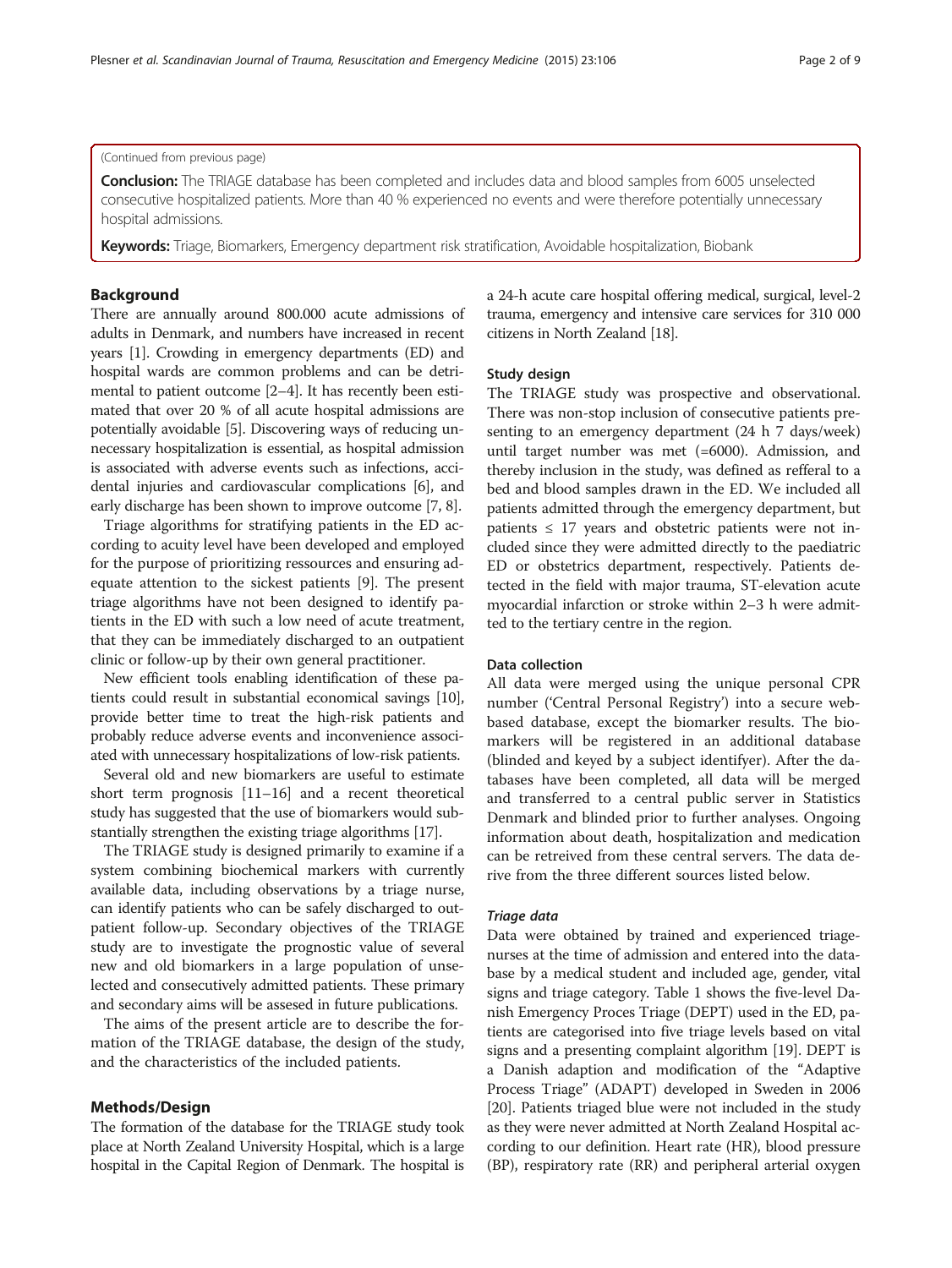(Continued from previous page)

**Conclusion:** The TRIAGE database has been completed and includes data and blood samples from 6005 unselected consecutive hospitalized patients. More than 40 % experienced no events and were therefore potentially unnecessary hospital admissions.

**Keywords:** Triage, Biomarkers, Emergency department risk stratification, Avoidable hospitalization, Biobank

## Background

There are annually around 800.000 acute admissions of adults in Denmark, and numbers have increased in recent years [1]. Crowding in emergency departments (ED) and hospital wards are common problems and can be detrimental to patient outcome [2–4]. It has recently been estimated that over 20 % of all acute hospital admissions are potentially avoidable [5]. Discovering ways of reducing unnecessary hospitalization is essential, as hospital admission is associated with adverse events such as infections, accidental injuries and cardiovascular complications [6], and early discharge has been shown to improve outcome [7, 8].

Triage algorithms for stratifying patients in the ED according to acuity level have been developed and employed for the purpose of prioritizing ressources and ensuring adequate attention to the sickest patients [9]. The present triage algorithms have not been designed to identify patients in the ED with such a low need of acute treatment, that they can be immediately discharged to an outpatient clinic or follow-up by their own general practitioner.

New efficient tools enabling identification of these patients could result in substantial economical savings [10], provide better time to treat the high-risk patients and probably reduce adverse events and inconvenience associated with unnecessary hospitalizations of low-risk patients.

Several old and new biomarkers are useful to estimate short term prognosis [11–16] and a recent theoretical study has suggested that the use of biomarkers would substantially strengthen the existing triage algorithms [17].

The TRIAGE study is designed primarily to examine if a system combining biochemical markers with currently available data, including observations by a triage nurse, can identify patients who can be safely discharged to outpatient follow-up. Secondary objectives of the TRIAGE study are to investigate the prognostic value of several new and old biomarkers in a large population of unselected and consecutively admitted patients. These primary and secondary aims will be assesed in future publications.

The aims of the present article are to describe the formation of the TRIAGE database, the design of the study, and the characteristics of the included patients.

## Methods/Design

The formation of the database for the TRIAGE study took place at North Zealand University Hospital, which is a large hospital in the Capital Region of Denmark. The hospital is a 24-h acute care hospital offering medical, surgical, level-2 trauma, emergency and intensive care services for 310 000 citizens in North Zealand [18].

### Study design

The TRIAGE study was prospective and observational. There was non-stop inclusion of consecutive patients presenting to an emergency department (24 h 7 days/week) until target number was met (=6000). Admission, and thereby inclusion in the study, was defined as refferal to a bed and blood samples drawn in the ED. We included all patients admitted through the emergency department, but patients ≤ 17 years and obstetric patients were not included since they were admitted directly to the paediatric ED or obstetrics department, respectively. Patients detected in the field with major trauma, ST-elevation acute myocardial infarction or stroke within 2–3 h were admitted to the tertiary centre in the region.

### Data collection

All data were merged using the unique personal CPR number ('Central Personal Registry') into a secure web-based database, except the biomarker results. The biomarkers will be registered in an additional database (blinded and keyed by a subject identifyer). After the databases have been completed, all data will be merged and transferred to a central public server in Statistics Denmark and blinded prior to further analyses. Ongoing information about death, hospitalization and medication can be retreived from these central servers. The data derive from the three different sources listed below.

#### *Triage data*

Data were obtained by trained and experienced triage-nurses at the time of admission and entered into the database by a medical student and included age, gender, vital signs and triage category. Table 1 shows the five-level Danish Emergency Proces Triage (DEPT) used in the ED, patients are categorised into five triage levels based on vital signs and a presenting complaint algorithm [19]. DEPT is a Danish adaption and modification of the "Adaptive Process Triage" (ADAPT) developed in Sweden in 2006 [20]. Patients triaged blue were not included in the study as they were never admitted at North Zealand Hospital according to our definition. Heart rate (HR), blood pressure (BP), respiratory rate (RR) and peripheral arterial oxygen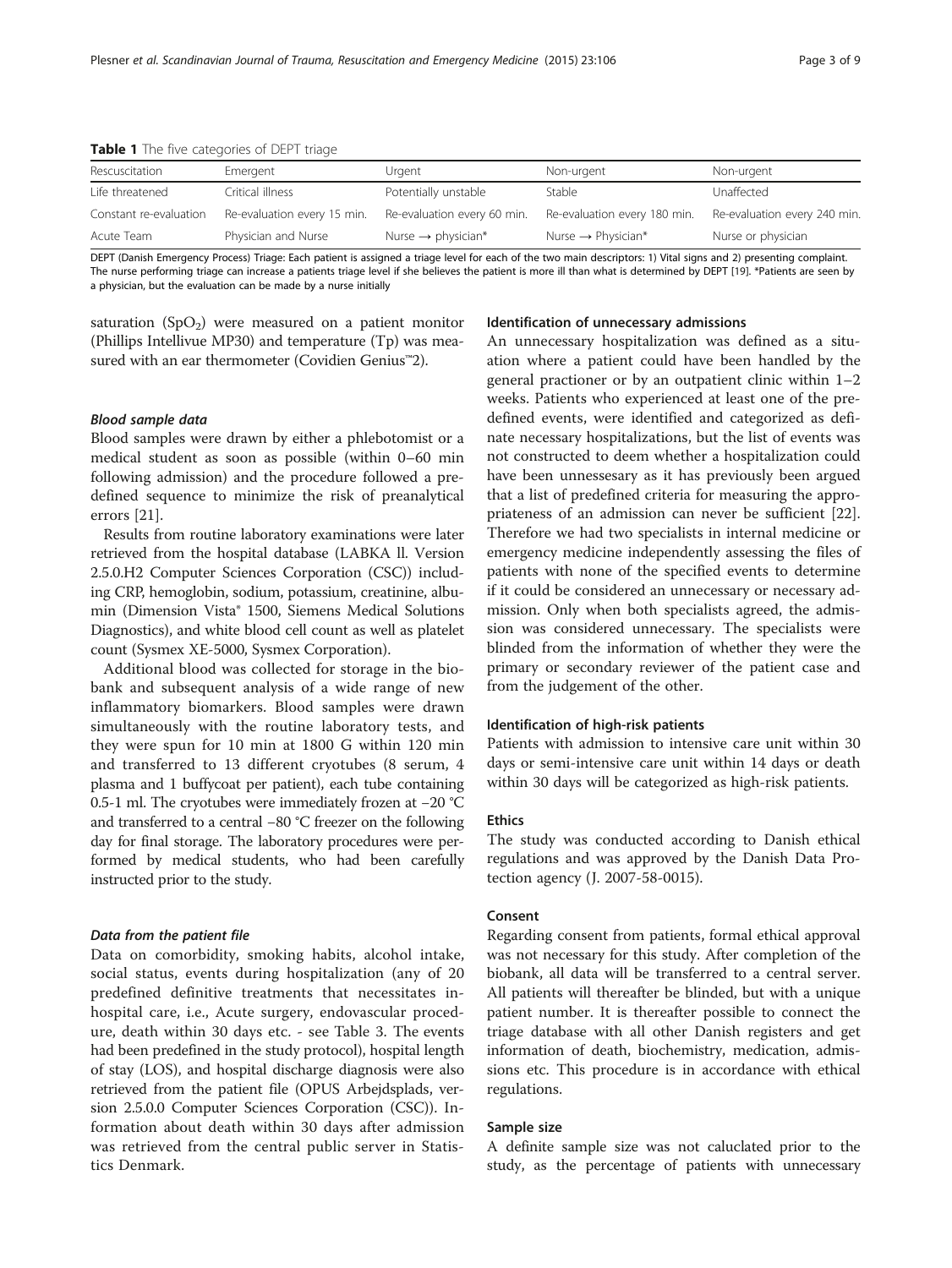**Table 1** The five categories of DEPT triage

| Rescuscitation | Emergent | Urgent | Non-urgent | Non-urgent |
|---|---|---|---|---|
| Life threatened | Critical illness | Potentially unstable | Stable | Unaffected |
| Constant re-evaluation | Re-evaluation every 15 min. | Re-evaluation every 60 min. | Re-evaluation every 180 min. | Re-evaluation every 240 min. |
| Acute Team | Physician and Nurse | Nurse → physician* | Nurse → Physician* | Nurse or physician |

DEPT (Danish Emergency Process) Triage: Each patient is assigned a triage level for each of the two main descriptors: 1) Vital signs and 2) presenting complaint. The nurse performing triage can increase a patients triage level if she believes the patient is more ill than what is determined by DEPT [19]. *Patients are seen by a physician, but the evaluation can be made by a nurse initially

saturation ($SpO_2$) were measured on a patient monitor (Phillips Intellivue MP30) and temperature (Tp) was measured with an ear thermometer (Covidien Genius™2).

#### *Blood sample data*

Blood samples were drawn by either a phlebotomist or a medical student as soon as possible (within 0–60 min following admission) and the procedure followed a predefined sequence to minimize the risk of preanalytical errors [21].

Results from routine laboratory examinations were later retrieved from the hospital database (LABKA ll. Version 2.5.0.H2 Computer Sciences Corporation (CSC)) including CRP, hemoglobin, sodium, potassium, creatinine, albumin (Dimension Vista® 1500, Siemens Medical Solutions Diagnostics), and white blood cell count as well as platelet count (Sysmex XE-5000, Sysmex Corporation).

Additional blood was collected for storage in the biobank and subsequent analysis of a wide range of new inflammatory biomarkers. Blood samples were drawn simultaneously with the routine laboratory tests, and they were spun for 10 min at 1800 G within 120 min and transferred to 13 different cryotubes (8 serum, 4 plasma and 1 buffycoat per patient), each tube containing 0.5-1 ml. The cryotubes were immediately frozen at −20 °C and transferred to a central −80 °C freezer on the following day for final storage. The laboratory procedures were performed by medical students, who had been carefully instructed prior to the study.

#### *Data from the patient file*

Data on comorbidity, smoking habits, alcohol intake, social status, events during hospitalization (any of 20 predefined definitive treatments that necessitates in-hospital care, i.e., Acute surgery, endovascular procedure, death within 30 days etc. - see Table 3. The events had been predefined in the study protocol), hospital length of stay (LOS), and hospital discharge diagnosis were also retrieved from the patient file (OPUS Arbejdsplads, version 2.5.0.0 Computer Sciences Corporation (CSC)). Information about death within 30 days after admission was retrieved from the central public server in Statistics Denmark.

### Identification of unnecessary admissions

An unnecessary hospitalization was defined as a situation where a patient could have been handled by the general practioner or by an outpatient clinic within 1–2 weeks. Patients who experienced at least one of the predefined events, were identified and categorized as definate necessary hospitalizations, but the list of events was not constructed to deem whether a hospitalization could have been unnessesary as it has previously been argued that a list of predefined criteria for measuring the appropriateness of an admission can never be sufficient [22]. Therefore we had two specialists in internal medicine or emergency medicine independently assessing the files of patients with none of the specified events to determine if it could be considered an unnecessary or necessary admission. Only when both specialists agreed, the admission was considered unnecessary. The specialists were blinded from the information of whether they were the primary or secondary reviewer of the patient case and from the judgement of the other.

### Identification of high-risk patients

Patients with admission to intensive care unit within 30 days or semi-intensive care unit within 14 days or death within 30 days will be categorized as high-risk patients.

### Ethics

The study was conducted according to Danish ethical regulations and was approved by the Danish Data Protection agency (J. 2007-58-0015).

### Consent

Regarding consent from patients, formal ethical approval was not necessary for this study. After completion of the biobank, all data will be transferred to a central server. All patients will thereafter be blinded, but with a unique patient number. It is thereafter possible to connect the triage database with all other Danish registers and get information of death, biochemistry, medication, admissions etc. This procedure is in accordance with ethical regulations.

### Sample size

A definite sample size was not caluclated prior to the study, as the percentage of patients with unnecessary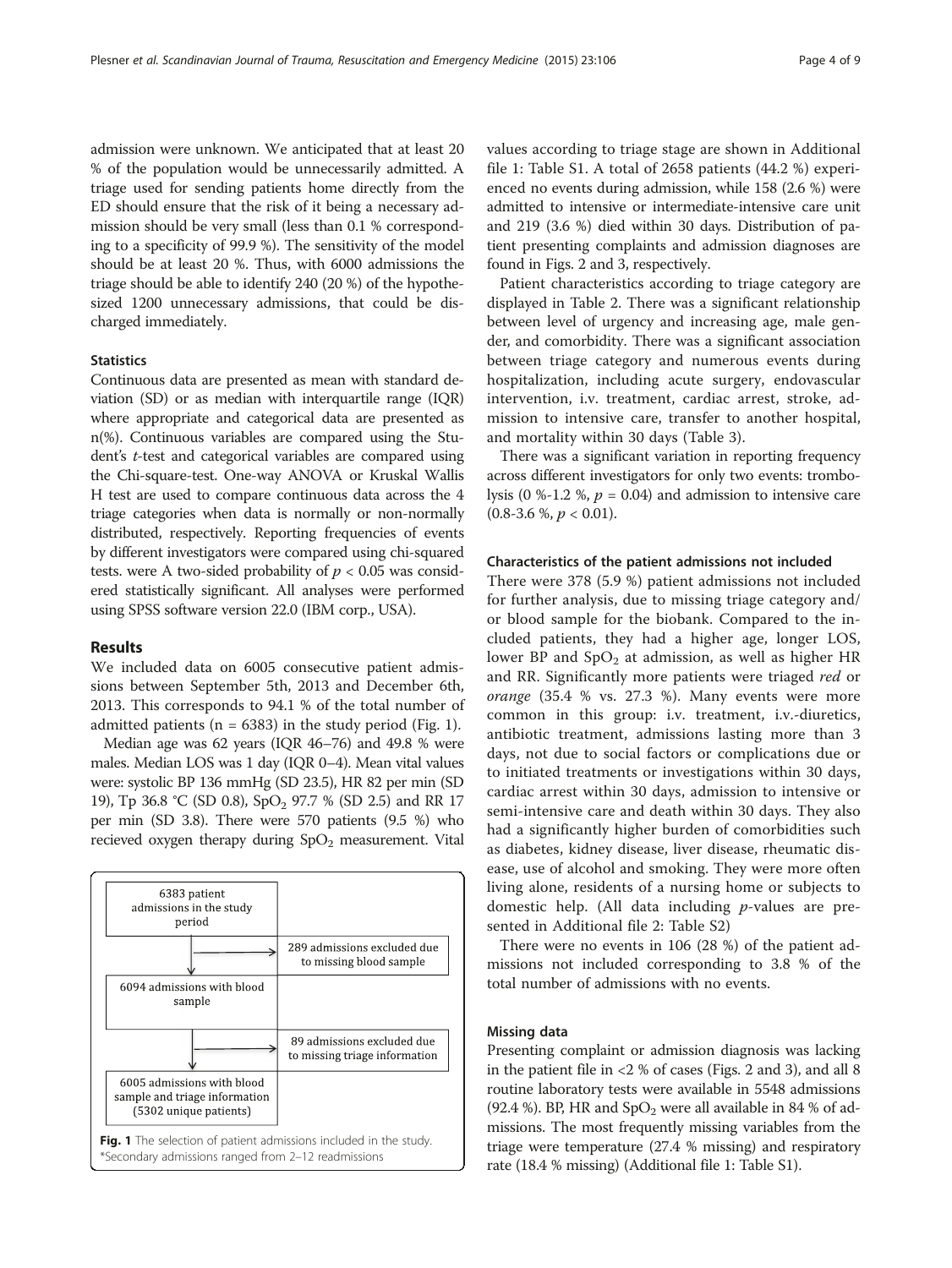admission were unknown. We anticipated that at least 20 % of the population would be unnecessarily admitted. A triage used for sending patients home directly from the ED should ensure that the risk of it being a necessary admission should be very small (less than 0.1 % corresponding to a specificity of 99.9 %). The sensitivity of the model should be at least 20 %. Thus, with 6000 admissions the triage should be able to identify 240 (20 %) of the hypothesized 1200 unnecessary admissions, that could be discharged immediately.

### Statistics

Continuous data are presented as mean with standard deviation (SD) or as median with interquartile range (IQR) where appropriate and categorical data are presented as n(%). Continuous variables are compared using the Student's *t*-test and categorical variables are compared using the Chi-square-test. One-way ANOVA or Kruskal Wallis H test are used to compare continuous data across the 4 triage categories when data is normally or non-normally distributed, respectively. Reporting frequencies of events by different investigators were compared using chi-squared tests. were A two-sided probability of $p < 0.05$ was considered statistically significant. All analyses were performed using SPSS software version 22.0 (IBM corp., USA).

## Results

We included data on 6005 consecutive patient admissions between September 5th, 2013 and December 6th, 2013. This corresponds to 94.1 % of the total number of admitted patients (n = 6383) in the study period (Fig. 1).

Median age was 62 years (IQR 46–76) and 49.8 % were males. Median LOS was 1 day (IQR 0–4). Mean vital values were: systolic BP 136 mmHg (SD 23.5), HR 82 per min (SD 19), Tp 36.8 °C (SD 0.8), $SpO_2$ 97.7 % (SD 2.5) and RR 17 per min (SD 3.8). There were 570 patients (9.5 %) who recieved oxygen therapy during $SpO_2$ measurement. Vital values according to triage stage are shown in Additional file 1: Table S1. A total of 2658 patients (44.2 %) experienced no events during admission, while 158 (2.6 %) were admitted to intensive or intermediate-intensive care unit and 219 (3.6 %) died within 30 days. Distribution of patient presenting complaints and admission diagnoses are found in Figs. 2 and 3, respectively.

Patient characteristics according to triage category are displayed in Table 2. There was a significant relationship between level of urgency and increasing age, male gender, and comorbidity. There was a significant association between triage category and numerous events during hospitalization, including acute surgery, endovascular intervention, i.v. treatment, cardiac arrest, stroke, admission to intensive care, transfer to another hospital, and mortality within 30 days (Table 3).

There was a significant variation in reporting frequency across different investigators for only two events: trombolysis (0 %-1.2 %, $p = 0.04$) and admission to intensive care (0.8-3.6 %, $p < 0.01$).

6383 patient admissions in the study period

289 admissions excluded due to missing blood sample

6094 admissions with blood sample

89 admissions excluded due to missing triage information

6005 admissions with blood sample and triage information (5302 unique patients)

**Fig. 1** The selection of patient admissions included in the study. *Secondary admissions ranged from 2–12 readmissions

### Characteristics of the patient admissions not included

There were 378 (5.9 %) patient admissions not included for further analysis, due to missing triage category and/or blood sample for the biobank. Compared to the included patients, they had a higher age, longer LOS, lower BP and $SpO_2$ at admission, as well as higher HR and RR. Significantly more patients were triaged *red* or *orange* (35.4 % vs. 27.3 %). Many events were more common in this group: i.v. treatment, i.v.-diuretics, antibiotic treatment, admissions lasting more than 3 days, not due to social factors or complications due or to initiated treatments or investigations within 30 days, cardiac arrest within 30 days, admission to intensive or semi-intensive care and death within 30 days. They also had a significantly higher burden of comorbidities such as diabetes, kidney disease, liver disease, rheumatic disease, use of alcohol and smoking. They were more often living alone, residents of a nursing home or subjects to domestic help. (All data including *p*-values are presented in Additional file 2: Table S2)

There were no events in 106 (28 %) of the patient admissions not included corresponding to 3.8 % of the total number of admissions with no events.

### Missing data

Presenting complaint or admission diagnosis was lacking in the patient file in <2 % of cases (Figs. 2 and 3), and all 8 routine laboratory tests were available in 5548 admissions (92.4 %). BP, HR and $SpO_2$ were all available in 84 % of admissions. The most frequently missing variables from the triage were temperature (27.4 % missing) and respiratory rate (18.4 % missing) (Additional file 1: Table S1).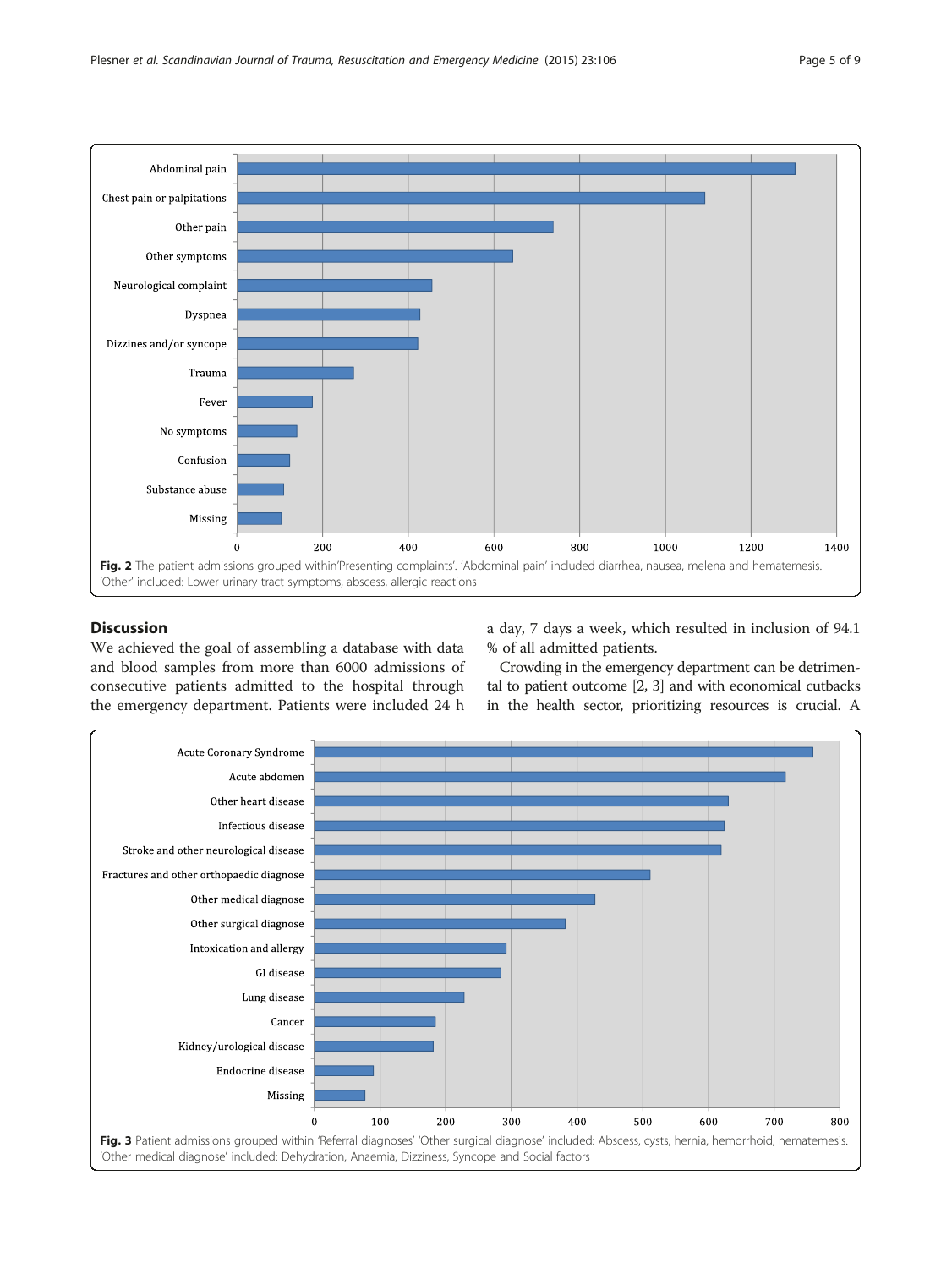Fig. 2 The patient admissions grouped within'Presenting complaints'. 'Abdominal pain' included diarrhea, nausea, melena and hematemesis. 'Other' included: Lower urinary tract symptoms, abscess, allergic reactions

## Discussion

We achieved the goal of assembling a database with data and blood samples from more than 6000 admissions of consecutive patients admitted to the hospital through the emergency department. Patients were included 24 h a day, 7 days a week, which resulted in inclusion of 94.1 % of all admitted patients.

Crowding in the emergency department can be detrimental to patient outcome [2, 3] and with economical cutbacks in the health sector, prioritizing resources is crucial. A

Fig. 3 Patient admissions grouped within 'Referral diagnoses' 'Other surgical diagnose' included: Abscess, cysts, hernia, hemorrhoid, hematemesis. 'Other medical diagnose' included: Dehydration, Anaemia, Dizziness, Syncope and Social factors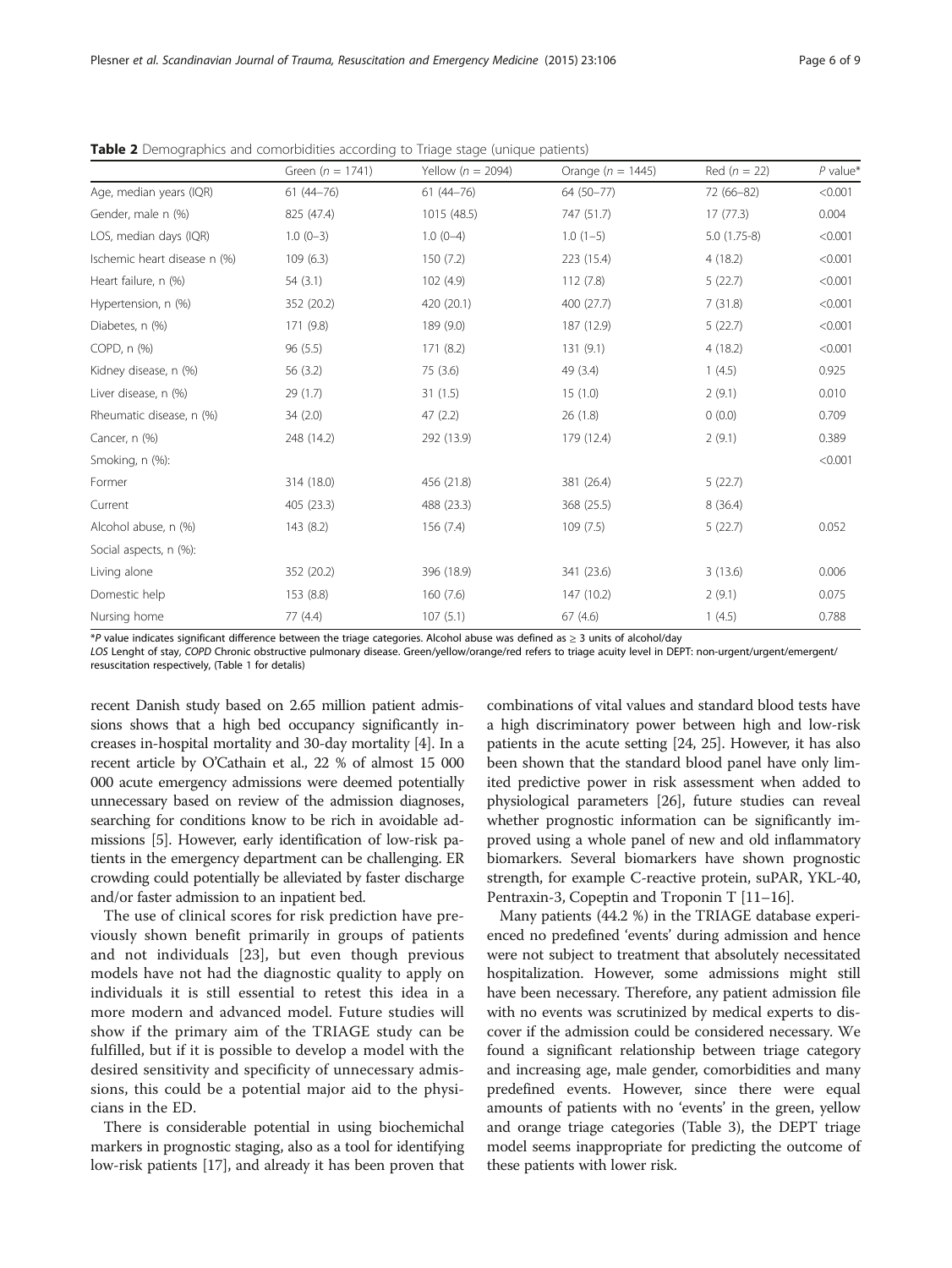**Table 2** Demographics and comorbidities according to Triage stage (unique patients)

| | Green (n = 1741) | Yellow (n = 2094) | Orange (n = 1445) | Red (n = 22) | P value* |
|---|---|---|---|---|---|
| Age, median years (IQR) | 61 (44–76) | 61 (44–76) | 64 (50–77) | 72 (66–82) | <0.001 |
| Gender, male n (%) | 825 (47.4) | 1015 (48.5) | 747 (51.7) | 17 (77.3) | 0.004 |
| LOS, median days (IQR) | 1.0 (0–3) | 1.0 (0–4) | 1.0 (1–5) | 5.0 (1.75-8) | <0.001 |
| Ischemic heart disease n (%) | 109 (6.3) | 150 (7.2) | 223 (15.4) | 4 (18.2) | <0.001 |
| Heart failure, n (%) | 54 (3.1) | 102 (4.9) | 112 (7.8) | 5 (22.7) | <0.001 |
| Hypertension, n (%) | 352 (20.2) | 420 (20.1) | 400 (27.7) | 7 (31.8) | <0.001 |
| Diabetes, n (%) | 171 (9.8) | 189 (9.0) | 187 (12.9) | 5 (22.7) | <0.001 |
| COPD, n (%) | 96 (5.5) | 171 (8.2) | 131 (9.1) | 4 (18.2) | <0.001 |
| Kidney disease, n (%) | 56 (3.2) | 75 (3.6) | 49 (3.4) | 1 (4.5) | 0.925 |
| Liver disease, n (%) | 29 (1.7) | 31 (1.5) | 15 (1.0) | 2 (9.1) | 0.010 |
| Rheumatic disease, n (%) | 34 (2.0) | 47 (2.2) | 26 (1.8) | 0 (0.0) | 0.709 |
| Cancer, n (%) | 248 (14.2) | 292 (13.9) | 179 (12.4) | 2 (9.1) | 0.389 |
| Smoking, n (%): | | | | | <0.001 |
| Former | 314 (18.0) | 456 (21.8) | 381 (26.4) | 5 (22.7) | |
| Current | 405 (23.3) | 488 (23.3) | 368 (25.5) | 8 (36.4) | |
| Alcohol abuse, n (%) | 143 (8.2) | 156 (7.4) | 109 (7.5) | 5 (22.7) | 0.052 |
| Social aspects, n (%): | | | | | |
| Living alone | 352 (20.2) | 396 (18.9) | 341 (23.6) | 3 (13.6) | 0.006 |
| Domestic help | 153 (8.8) | 160 (7.6) | 147 (10.2) | 2 (9.1) | 0.075 |
| Nursing home | 77 (4.4) | 107 (5.1) | 67 (4.6) | 1 (4.5) | 0.788 |

*P value indicates significant difference between the triage categories. Alcohol abuse was defined as ≥ 3 units of alcohol/day

LOS Lenght of stay, COPD Chronic obstructive pulmonary disease. Green/yellow/orange/red refers to triage acuity level in DEPT: non-urgent/urgent/emergent/resuscitation respectively, (Table 1 for detalis)

recent Danish study based on 2.65 million patient admissions shows that a high bed occupancy significantly increases in-hospital mortality and 30-day mortality [4]. In a recent article by O'Cathain et al., 22 % of almost 15 000 000 acute emergency admissions were deemed potentially unnecessary based on review of the admission diagnoses, searching for conditions know to be rich in avoidable admissions [5]. However, early identification of low-risk patients in the emergency department can be challenging. ER crowding could potentially be alleviated by faster discharge and/or faster admission to an inpatient bed.

The use of clinical scores for risk prediction have previously shown benefit primarily in groups of patients and not individuals [23], but even though previous models have not had the diagnostic quality to apply on individuals it is still essential to retest this idea in a more modern and advanced model. Future studies will show if the primary aim of the TRIAGE study can be fulfilled, but if it is possible to develop a model with the desired sensitivity and specificity of unnecessary admissions, this could be a potential major aid to the physicians in the ED.

There is considerable potential in using biochemical markers in prognostic staging, also as a tool for identifying low-risk patients [17], and already it has been proven that combinations of vital values and standard blood tests have a high discriminatory power between high and low-risk patients in the acute setting [24, 25]. However, it has also been shown that the standard blood panel have only limited predictive power in risk assessment when added to physiological parameters [26], future studies can reveal whether prognostic information can be significantly improved using a whole panel of new and old inflammatory biomarkers. Several biomarkers have shown prognostic strength, for example C-reactive protein, suPAR, YKL-40, Pentraxin-3, Copeptin and Troponin T [11–16].

Many patients (44.2 %) in the TRIAGE database experienced no predefined 'events' during admission and hence were not subject to treatment that absolutely necessitated hospitalization. However, some admissions might still have been necessary. Therefore, any patient admission file with no events was scrutinized by medical experts to discover if the admission could be considered necessary. We found a significant relationship between triage category and increasing age, male gender, comorbidities and many predefined events. However, since there were equal amounts of patients with no 'events' in the green, yellow and orange triage categories (Table 3), the DEPT triage model seems inappropriate for predicting the outcome of these patients with lower risk.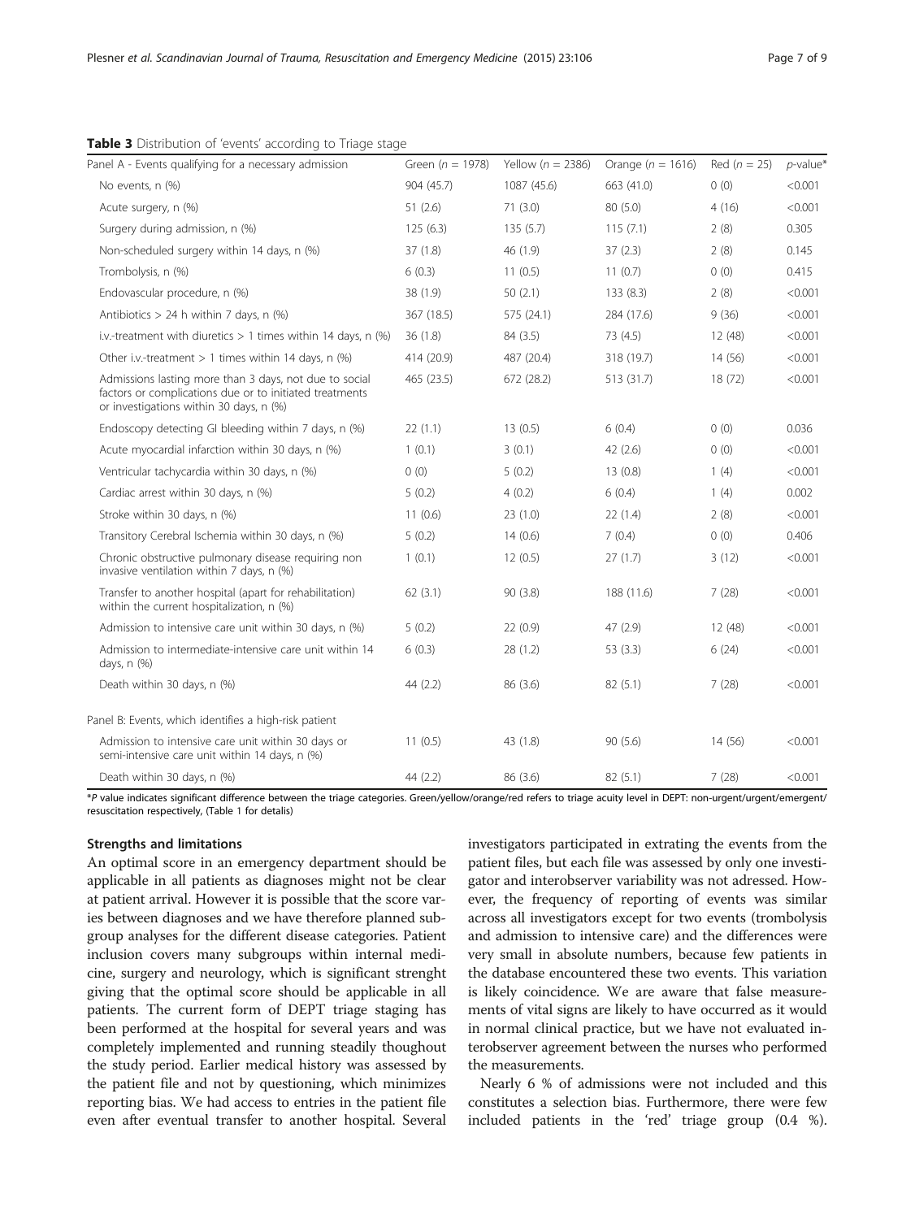**Table 3** Distribution of 'events' according to Triage stage

| Panel A - Events qualifying for a necessary admission | Green ($n$ = 1978) | Yellow ($n$ = 2386) | Orange ($n$ = 1616) | Red ($n$ = 25) | $p$-value* |
|---|---|---|---|---|---|
| No events, n (%) | 904 (45.7) | 1087 (45.6) | 663 (41.0) | 0 (0) | <0.001 |
| Acute surgery, n (%) | 51 (2.6) | 71 (3.0) | 80 (5.0) | 4 (16) | <0.001 |
| Surgery during admission, n (%) | 125 (6.3) | 135 (5.7) | 115 (7.1) | 2 (8) | 0.305 |
| Non-scheduled surgery within 14 days, n (%) | 37 (1.8) | 46 (1.9) | 37 (2.3) | 2 (8) | 0.145 |
| Trombolysis, n (%) | 6 (0.3) | 11 (0.5) | 11 (0.7) | 0 (0) | 0.415 |
| Endovascular procedure, n (%) | 38 (1.9) | 50 (2.1) | 133 (8.3) | 2 (8) | <0.001 |
| Antibiotics > 24 h within 7 days, n (%) | 367 (18.5) | 575 (24.1) | 284 (17.6) | 9 (36) | <0.001 |
| i.v.-treatment with diuretics > 1 times within 14 days, n (%) | 36 (1.8) | 84 (3.5) | 73 (4.5) | 12 (48) | <0.001 |
| Other i.v.-treatment > 1 times within 14 days, n (%) | 414 (20.9) | 487 (20.4) | 318 (19.7) | 14 (56) | <0.001 |
| Admissions lasting more than 3 days, not due to social factors or complications due or to initiated treatments or investigations within 30 days, n (%) | 465 (23.5) | 672 (28.2) | 513 (31.7) | 18 (72) | <0.001 |
| Endoscopy detecting GI bleeding within 7 days, n (%) | 22 (1.1) | 13 (0.5) | 6 (0.4) | 0 (0) | 0.036 |
| Acute myocardial infarction within 30 days, n (%) | 1 (0.1) | 3 (0.1) | 42 (2.6) | 0 (0) | <0.001 |
| Ventricular tachycardia within 30 days, n (%) | 0 (0) | 5 (0.2) | 13 (0.8) | 1 (4) | <0.001 |
| Cardiac arrest within 30 days, n (%) | 5 (0.2) | 4 (0.2) | 6 (0.4) | 1 (4) | 0.002 |
| Stroke within 30 days, n (%) | 11 (0.6) | 23 (1.0) | 22 (1.4) | 2 (8) | <0.001 |
| Transitory Cerebral Ischemia within 30 days, n (%) | 5 (0.2) | 14 (0.6) | 7 (0.4) | 0 (0) | 0.406 |
| Chronic obstructive pulmonary disease requiring non invasive ventilation within 7 days, n (%) | 1 (0.1) | 12 (0.5) | 27 (1.7) | 3 (12) | <0.001 |
| Transfer to another hospital (apart for rehabilitation) within the current hospitalization, n (%) | 62 (3.1) | 90 (3.8) | 188 (11.6) | 7 (28) | <0.001 |
| Admission to intensive care unit within 30 days, n (%) | 5 (0.2) | 22 (0.9) | 47 (2.9) | 12 (48) | <0.001 |
| Admission to intermediate-intensive care unit within 14 days, n (%) | 6 (0.3) | 28 (1.2) | 53 (3.3) | 6 (24) | <0.001 |
| Death within 30 days, n (%) | 44 (2.2) | 86 (3.6) | 82 (5.1) | 7 (28) | <0.001 |
| **Panel B: Events, which identifies a high-risk patient** | | | | | |
| Admission to intensive care unit within 30 days or semi-intensive care unit within 14 days, n (%) | 11 (0.5) | 43 (1.8) | 90 (5.6) | 14 (56) | <0.001 |
| Death within 30 days, n (%) | 44 (2.2) | 86 (3.6) | 82 (5.1) | 7 (28) | <0.001 |

*$P$ value indicates significant difference between the triage categories. Green/yellow/orange/red refers to triage acuity level in DEPT: non-urgent/urgent/emergent/resuscitation respectively, (Table 1 for detalis)

### Strengths and limitations

An optimal score in an emergency department should be applicable in all patients as diagnoses might not be clear at patient arrival. However it is possible that the score varies between diagnoses and we have therefore planned subgroup analyses for the different disease categories. Patient inclusion covers many subgroups within internal medicine, surgery and neurology, which is significant strenght giving that the optimal score should be applicable in all patients. The current form of DEPT triage staging has been performed at the hospital for several years and was completely implemented and running steadily thoughout the study period. Earlier medical history was assessed by the patient file and not by questioning, which minimizes reporting bias. We had access to entries in the patient file even after eventual transfer to another hospital. Several investigators participated in extrating the events from the patient files, but each file was assessed by only one investigator and interobserver variability was not adressed. However, the frequency of reporting of events was similar across all investigators except for two events (trombolysis and admission to intensive care) and the differences were very small in absolute numbers, because few patients in the database encountered these two events. This variation is likely coincidence. We are aware that false measurements of vital signs are likely to have occurred as it would in normal clinical practice, but we have not evaluated interobserver agreement between the nurses who performed the measurements.

Nearly 6 % of admissions were not included and this constitutes a selection bias. Furthermore, there were few included patients in the 'red' triage group (0.4 %).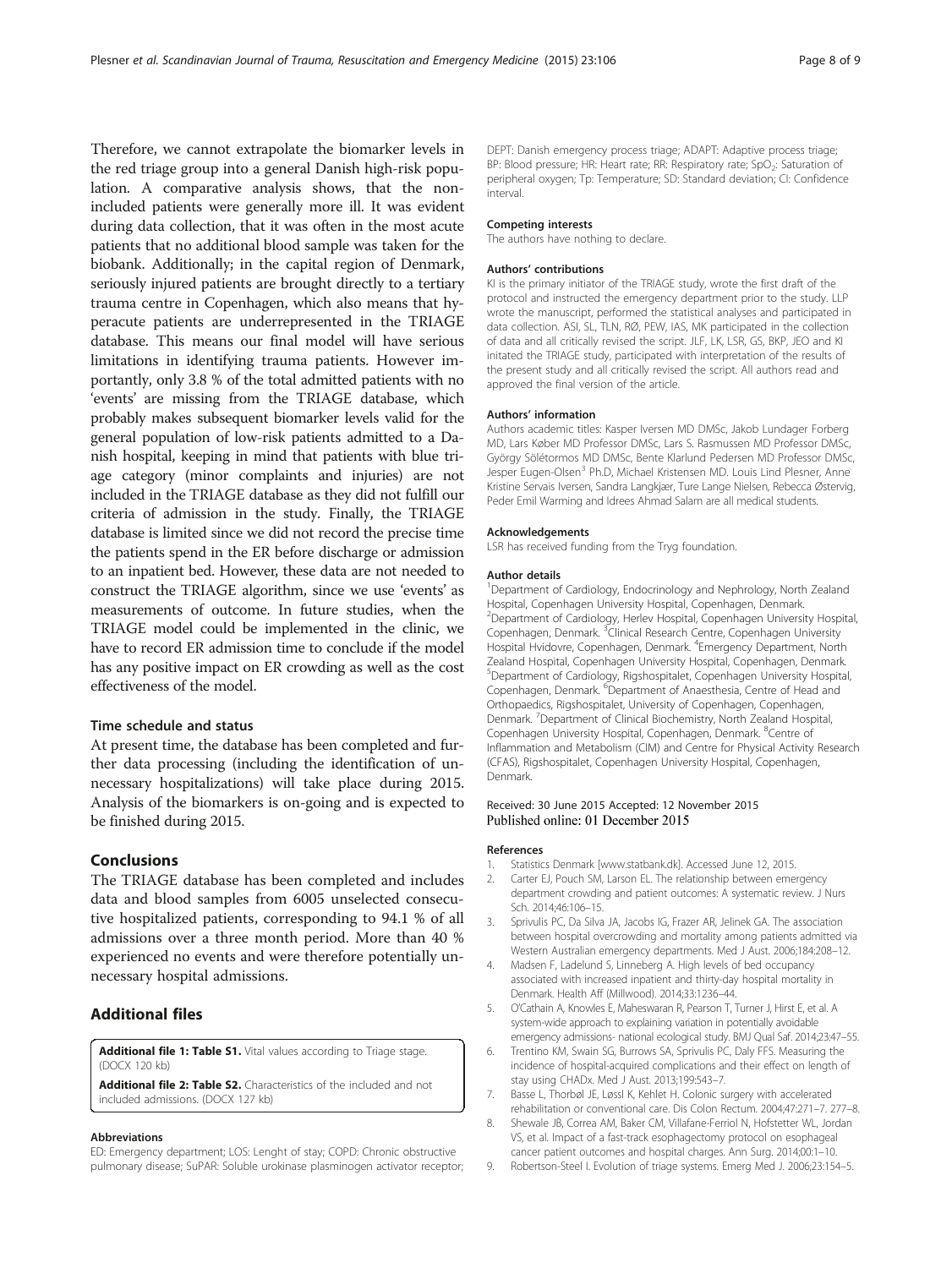Therefore, we cannot extrapolate the biomarker levels in the red triage group into a general Danish high-risk population. A comparative analysis shows, that the non-included patients were generally more ill. It was evident during data collection, that it was often in the most acute patients that no additional blood sample was taken for the biobank. Additionally; in the capital region of Denmark, seriously injured patients are brought directly to a tertiary trauma centre in Copenhagen, which also means that hyperacute patients are underrepresented in the TRIAGE database. This means our final model will have serious limitations in identifying trauma patients. However importantly, only 3.8 % of the total admitted patients with no 'events' are missing from the TRIAGE database, which probably makes subsequent biomarker levels valid for the general population of low-risk patients admitted to a Danish hospital, keeping in mind that patients with blue triage category (minor complaints and injuries) are not included in the TRIAGE database as they did not fulfill our criteria of admission in the study. Finally, the TRIAGE database is limited since we did not record the precise time the patients spend in the ER before discharge or admission to an inpatient bed. However, these data are not needed to construct the TRIAGE algorithm, since we use 'events' as measurements of outcome. In future studies, when the TRIAGE model could be implemented in the clinic, we have to record ER admission time to conclude if the model has any positive impact on ER crowding as well as the cost effectiveness of the model.

### Time schedule and status

At present time, the database has been completed and further data processing (including the identification of unnecessary hospitalizations) will take place during 2015. Analysis of the biomarkers is on-going and is expected to be finished during 2015.

## Conclusions

The TRIAGE database has been completed and includes data and blood samples from 6005 unselected consecutive hospitalized patients, corresponding to 94.1 % of all admissions over a three month period. More than 40 % experienced no events and were therefore potentially unnecessary hospital admissions.

## Additional files

**Additional file 1: Table S1.** Vital values according to Triage stage. (DOCX 120 kb)

**Additional file 2: Table S2.** Characteristics of the included and not included admissions. (DOCX 127 kb)

#### Abbreviations

ED: Emergency department; LOS: Lenght of stay; COPD: Chronic obstructive pulmonary disease; SuPAR: Soluble urokinase plasminogen activator receptor; DEPT: Danish emergency process triage; ADAPT: Adaptive process triage; BP: Blood pressure; HR: Heart rate; RR: Respiratory rate; $SpO_2$: Saturation of peripheral oxygen; Tp: Temperature; SD: Standard deviation; CI: Confidence interval.

#### Competing interests

The authors have nothing to declare.

#### Authors' contributions

KI is the primary initiator of the TRIAGE study, wrote the first draft of the protocol and instructed the emergency department prior to the study. LLP wrote the manuscript, performed the statistical analyses and participated in data collection. ASI, SL, TLN, RØ, PEW, IAS, MK participated in the collection of data and all critically revised the script. JLF, LK, LSR, GS, BKP, JEO and KI initated the TRIAGE study, participated with interpretation of the results of the present study and all critically revised the script. All authors read and approved the final version of the article.

#### Authors' information

Authors academic titles: Kasper Iversen MD DMSc, Jakob Lundager Forberg MD, Lars Køber MD Professor DMSc, Lars S. Rasmussen MD Professor DMSc, György Sölétormos MD DMSc, Bente Klarlund Pedersen MD Professor DMSc, Jesper Eugen-Olsen[3] Ph.D, Michael Kristensen MD. Louis Lind Plesner, Anne Kristine Servais Iversen, Sandra Langkjær, Ture Lange Nielsen, Rebecca Østervig, Peder Emil Warming and Idrees Ahmad Salam are all medical students.

#### Acknowledgements

LSR has received funding from the Tryg foundation.

#### Author details

[1]Department of Cardiology, Endocrinology and Nephrology, North Zealand Hospital, Copenhagen University Hospital, Copenhagen, Denmark. [2]Department of Cardiology, Herlev Hospital, Copenhagen University Hospital, Copenhagen, Denmark. [3]Clinical Research Centre, Copenhagen University Hospital Hvidovre, Copenhagen, Denmark. [4]Emergency Department, North Zealand Hospital, Copenhagen University Hospital, Copenhagen, Denmark. [5]Department of Cardiology, Rigshospitalet, Copenhagen University Hospital, Copenhagen, Denmark. [6]Department of Anaesthesia, Centre of Head and Orthopaedics, Rigshospitalet, University of Copenhagen, Copenhagen, Denmark. [7]Department of Clinical Biochemistry, North Zealand Hospital, Copenhagen University Hospital, Copenhagen, Denmark. [8]Centre of Inflammation and Metabolism (CIM) and Centre for Physical Activity Research (CFAS), Rigshospitalet, Copenhagen University Hospital, Copenhagen, Denmark.

Received: 30 June 2015 Accepted: 12 November 2015
Published online: 01 December 2015

#### References

1. Statistics Denmark [www.statbank.dk]. Accessed June 12, 2015.
2. Carter EJ, Pouch SM, Larson EL. The relationship between emergency department crowding and patient outcomes: A systematic review. J Nurs Sch. 2014;46:106–15.
3. Sprivulis PC, Da Silva JA, Jacobs IG, Frazer AR, Jelinek GA. The association between hospital overcrowding and mortality among patients admitted via Western Australian emergency departments. Med J Aust. 2006;184:208–12.
4. Madsen F, Ladelund S, Linneberg A. High levels of bed occupancy associated with increased inpatient and thirty-day hospital mortality in Denmark. Health Aff (Millwood). 2014;33:1236–44.
5. O'Cathain A, Knowles E, Maheswaran R, Pearson T, Turner J, Hirst E, et al. A system-wide approach to explaining variation in potentially avoidable emergency admissions- national ecological study. BMJ Qual Saf. 2014;23:47–55.
6. Trentino KM, Swain SG, Burrows SA, Sprivulis PC, Daly FFS. Measuring the incidence of hospital-acquired complications and their effect on length of stay using CHADx. Med J Aust. 2013;199:543–7.
7. Basse L, Thorbøl JE, Løssl K, Kehlet H. Colonic surgery with accelerated rehabilitation or conventional care. Dis Colon Rectum. 2004;47:271–7. 277–8.
8. Shewale JB, Correa AM, Baker CM, Villafane-Ferriol N, Hofstetter WL, Jordan VS, et al. Impact of a fast-track esophagectomy protocol on esophageal cancer patient outcomes and hospital charges. Ann Surg. 2014;00:1–10.
9. Robertson-Steel I. Evolution of triage systems. Emerg Med J. 2006;23:154–5.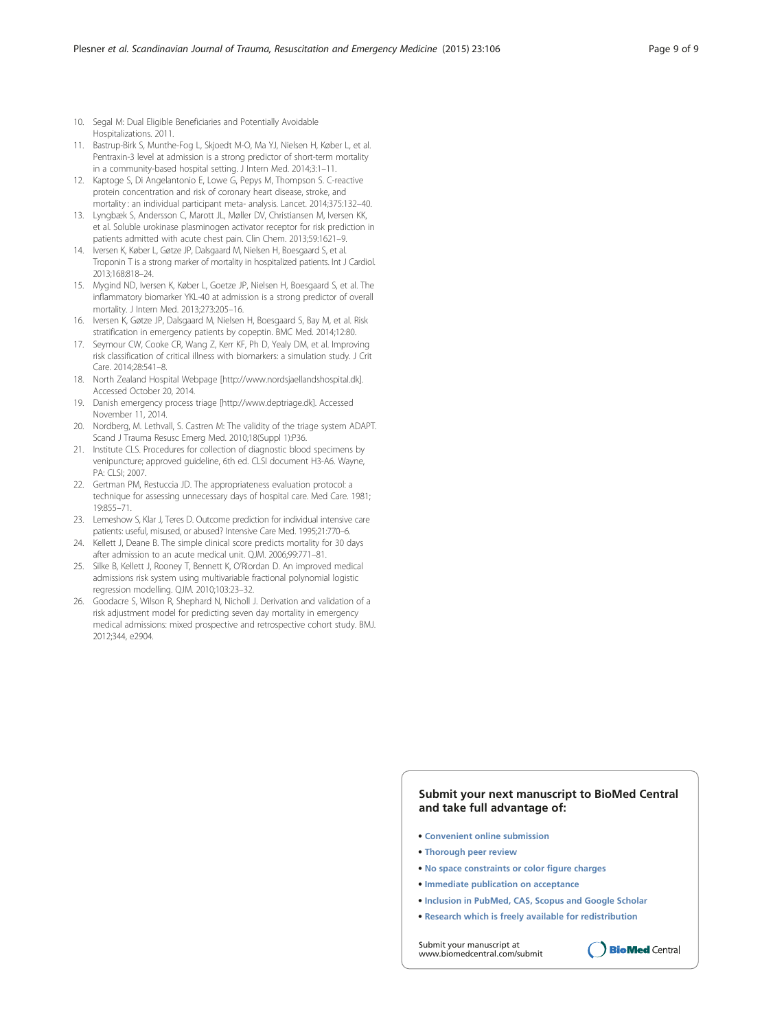10. Segal M: Dual Eligible Beneficiaries and Potentially Avoidable Hospitalizations. 2011.
11. Bastrup-Birk S, Munthe-Fog L, Skjoedt M-O, Ma YJ, Nielsen H, Køber L, et al. Pentraxin-3 level at admission is a strong predictor of short-term mortality in a community-based hospital setting. J Intern Med. 2014;3:1–11.
12. Kaptoge S, Di Angelantonio E, Lowe G, Pepys M, Thompson S. C-reactive protein concentration and risk of coronary heart disease, stroke, and mortality : an individual participant meta- analysis. Lancet. 2014;375:132–40.
13. Lyngbæk S, Andersson C, Marott JL, Møller DV, Christiansen M, Iversen KK, et al. Soluble urokinase plasminogen activator receptor for risk prediction in patients admitted with acute chest pain. Clin Chem. 2013;59:1621–9.
14. Iversen K, Køber L, Gøtze JP, Dalsgaard M, Nielsen H, Boesgaard S, et al. Troponin T is a strong marker of mortality in hospitalized patients. Int J Cardiol. 2013;168:818–24.
15. Mygind ND, Iversen K, Køber L, Goetze JP, Nielsen H, Boesgaard S, et al. The inflammatory biomarker YKL-40 at admission is a strong predictor of overall mortality. J Intern Med. 2013;273:205–16.
16. Iversen K, Gøtze JP, Dalsgaard M, Nielsen H, Boesgaard S, Bay M, et al. Risk stratification in emergency patients by copeptin. BMC Med. 2014;12:80.
17. Seymour CW, Cooke CR, Wang Z, Kerr KF, Ph D, Yealy DM, et al. Improving risk classification of critical illness with biomarkers: a simulation study. J Crit Care. 2014;28:541–8.
18. North Zealand Hospital Webpage [http://www.nordsjaellandshospital.dk]. Accessed October 20, 2014.
19. Danish emergency process triage [http://www.deptriage.dk]. Accessed November 11, 2014.
20. Nordberg, M. Lethvall, S. Castren M: The validity of the triage system ADAPT. Scand J Trauma Resusc Emerg Med. 2010;18(Suppl 1):P36.
21. Institute CLS. Procedures for collection of diagnostic blood specimens by venipuncture; approved guideline, 6th ed. CLSI document H3-A6. Wayne, PA: CLSI; 2007.
22. Gertman PM, Restuccia JD. The appropriateness evaluation protocol: a technique for assessing unnecessary days of hospital care. Med Care. 1981; 19:855–71.
23. Lemeshow S, Klar J, Teres D. Outcome prediction for individual intensive care patients: useful, misused, or abused? Intensive Care Med. 1995;21:770–6.
24. Kellett J, Deane B. The simple clinical score predicts mortality for 30 days after admission to an acute medical unit. QJM. 2006;99:771–81.
25. Silke B, Kellett J, Rooney T, Bennett K, O'Riordan D. An improved medical admissions risk system using multivariable fractional polynomial logistic regression modelling. QJM. 2010;103:23–32.
26. Goodacre S, Wilson R, Shephard N, Nicholl J. Derivation and validation of a risk adjustment model for predicting seven day mortality in emergency medical admissions: mixed prospective and retrospective cohort study. BMJ. 2012;344, e2904.

**Submit your next manuscript to BioMed Central and take full advantage of:**

- Convenient online submission
- Thorough peer review
- No space constraints or color figure charges
- Immediate publication on acceptance
- Inclusion in PubMed, CAS, Scopus and Google Scholar
- Research which is freely available for redistribution

Submit your manuscript at
www.biomedcentral.com/submit

BioMed Central